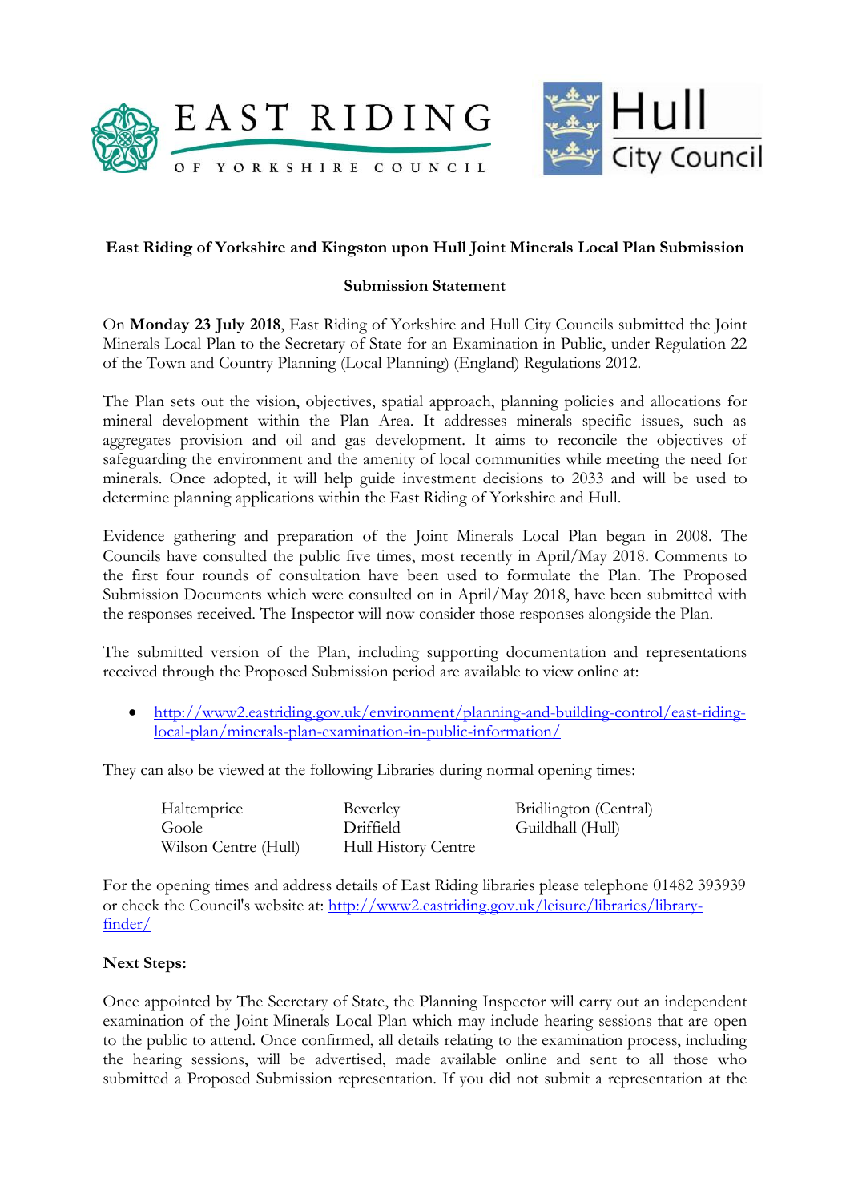**East Riding of Yorkshire and Kingston upon Hull Joint Minerals Local Plan Submission**

**Submission Statement**

On **Monday 23 July 2018**, East Riding of Yorkshire and Hull City Councils submitted the Joint Minerals Local Plan to the Secretary of State for an Examination in Public, under Regulation 22 of the Town and Country Planning (Local Planning) (England) Regulations 2012.

The Plan sets out the vision, objectives, spatial approach, planning policies and allocations for mineral development within the Plan Area. It addresses minerals specific issues, such as aggregates provision and oil and gas development. It aims to reconcile the objectives of safeguarding the environment and the amenity of local communities while meeting the need for minerals. Once adopted, it will help guide investment decisions to 2033 and will be used to determine planning applications within the East Riding of Yorkshire and Hull.

Evidence gathering and preparation of the Joint Minerals Local Plan began in 2008. The Councils have consulted the public five times, most recently in April/May 2018. Comments to the first four rounds of consultation have been used to formulate the Plan. The Proposed Submission Documents which were consulted on in April/May 2018, have been submitted with the responses received. The Inspector will now consider those responses alongside the Plan.

The submitted version of the Plan, including supporting documentation and representations received through the Proposed Submission period are available to view online at:

- http://www2.eastriding.gov.uk/environment/planning-and-building-control/east-riding-local-plan/minerals-plan-examination-in-public-information/

They can also be viewed at the following Libraries during normal opening times:

| | | |
|---|---|---|
| Haltemprice | Beverley | Bridlington (Central) |
| Goole | Driffield | Guildhall (Hull) |
| Wilson Centre (Hull) | Hull History Centre | |

For the opening times and address details of East Riding libraries please telephone 01482 393939 or check the Council's website at: http://www2.eastriding.gov.uk/leisure/libraries/library-finder/

**Next Steps:**

Once appointed by The Secretary of State, the Planning Inspector will carry out an independent examination of the Joint Minerals Local Plan which may include hearing sessions that are open to the public to attend. Once confirmed, all details relating to the examination process, including the hearing sessions, will be advertised, made available online and sent to all those who submitted a Proposed Submission representation. If you did not submit a representation at the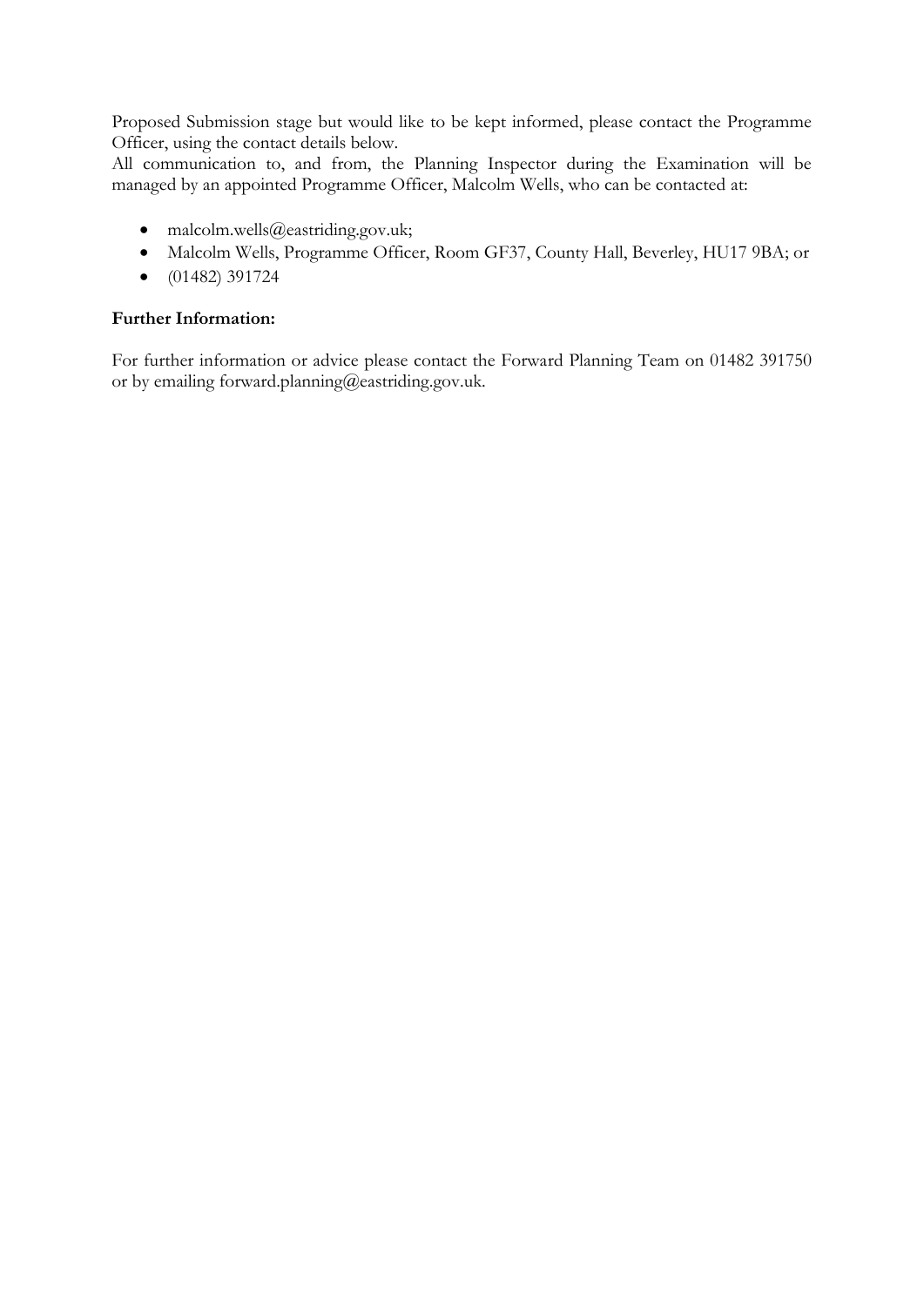Proposed Submission stage but would like to be kept informed, please contact the Programme Officer, using the contact details below.

All communication to, and from, the Planning Inspector during the Examination will be managed by an appointed Programme Officer, Malcolm Wells, who can be contacted at:

- malcolm.wells@eastriding.gov.uk;
- Malcolm Wells, Programme Officer, Room GF37, County Hall, Beverley, HU17 9BA; or
- (01482) 391724

**Further Information:**

For further information or advice please contact the Forward Planning Team on 01482 391750 or by emailing forward.planning@eastriding.gov.uk.